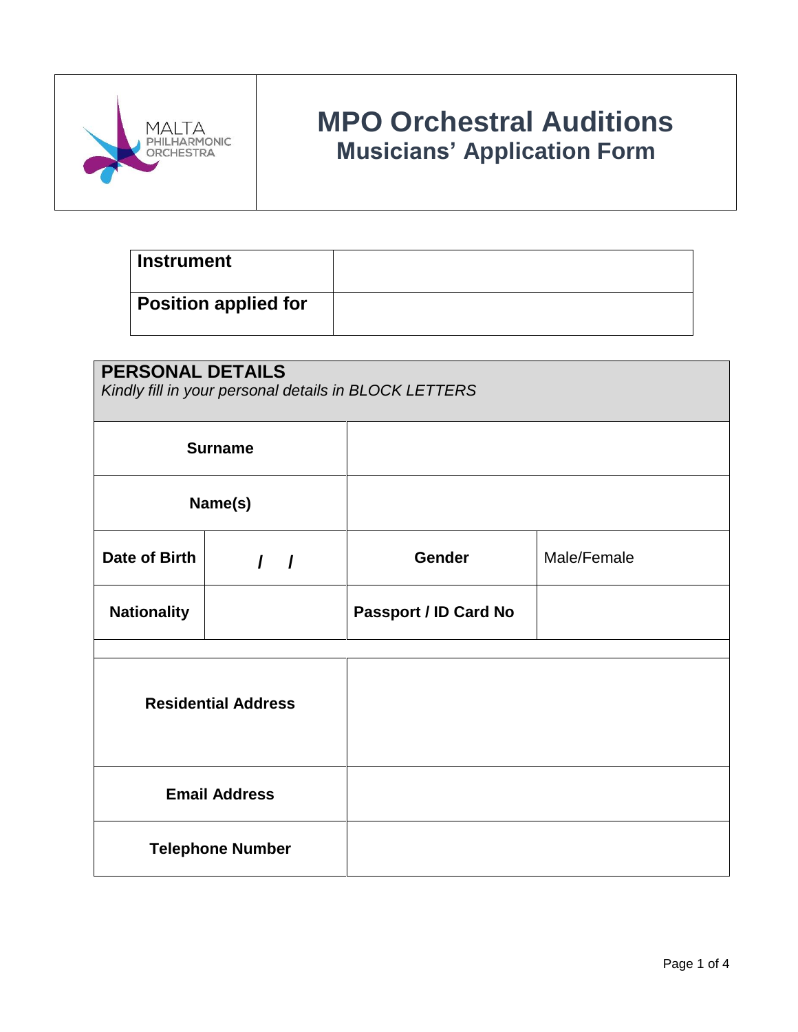MALTA PHILHARMONIC ORCHESTRA

# MPO Orchestral Auditions
## Musicians' Application Form

| | |
|---|---|
| **Instrument** | |
| **Position applied for** | |

| | | | |
|---|---|---|---|
| **PERSONAL DETAILS**<br>*Kindly fill in your personal details in BLOCK LETTERS* | | | |
| **Surname** | | | |
| **Name(s)** | | | |
| **Date of Birth** | / / | **Gender** | Male/Female |
| **Nationality** | | **Passport / ID Card No** | |
| **Residential Address** | | | |
| **Email Address** | | | |
| **Telephone Number** | | | |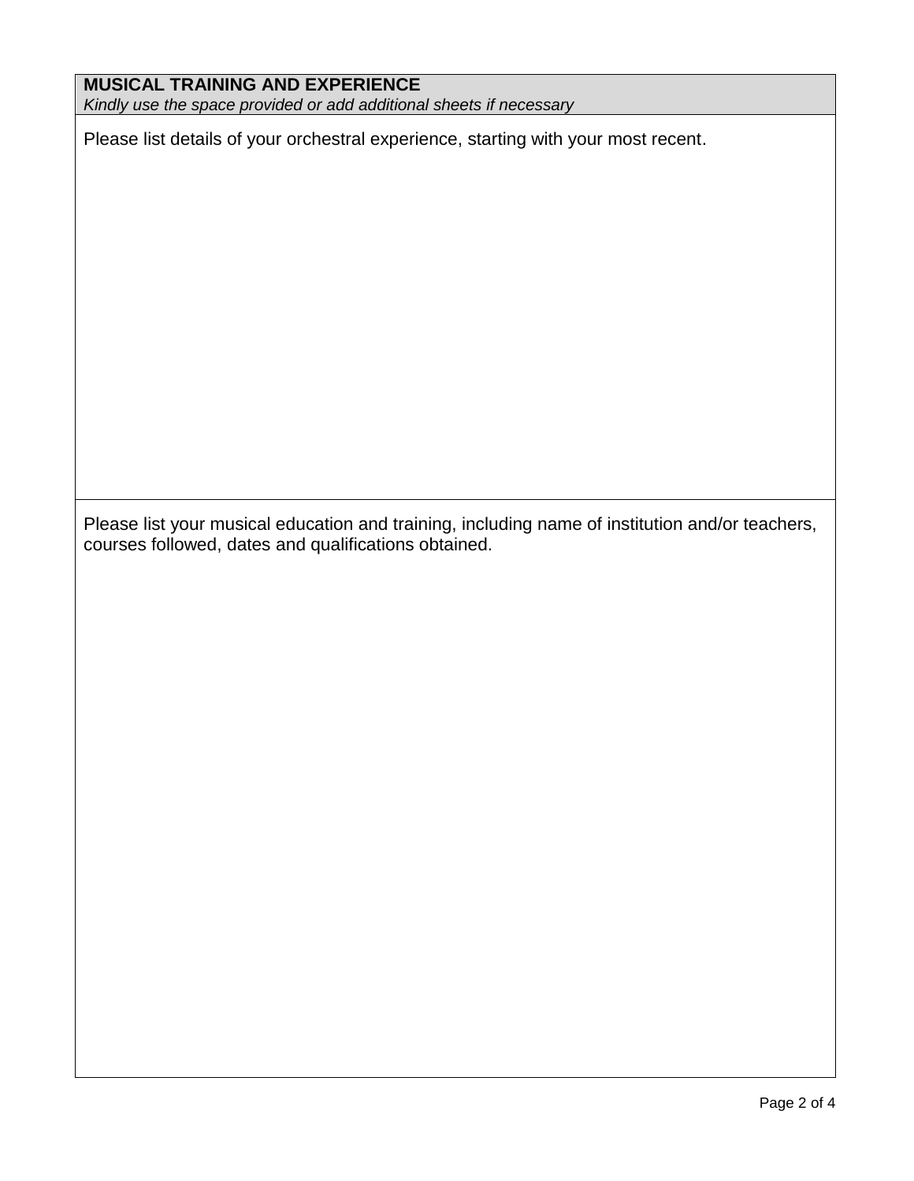**MUSICAL TRAINING AND EXPERIENCE**

*Kindly use the space provided or add additional sheets if necessary*

Please list details of your orchestral experience, starting with your most recent.

Please list your musical education and training, including name of institution and/or teachers, courses followed, dates and qualifications obtained.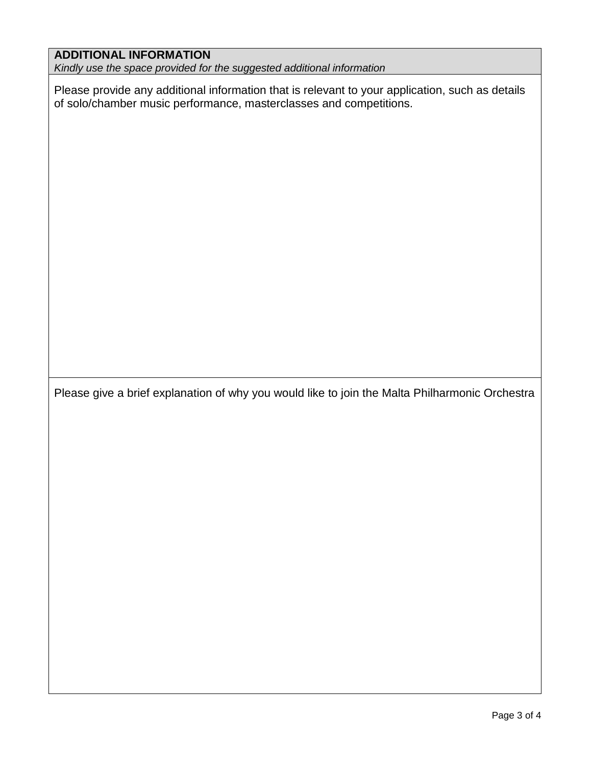**ADDITIONAL INFORMATION**

*Kindly use the space provided for the suggested additional information*

Please provide any additional information that is relevant to your application, such as details of solo/chamber music performance, masterclasses and competitions.

Please give a brief explanation of why you would like to join the Malta Philharmonic Orchestra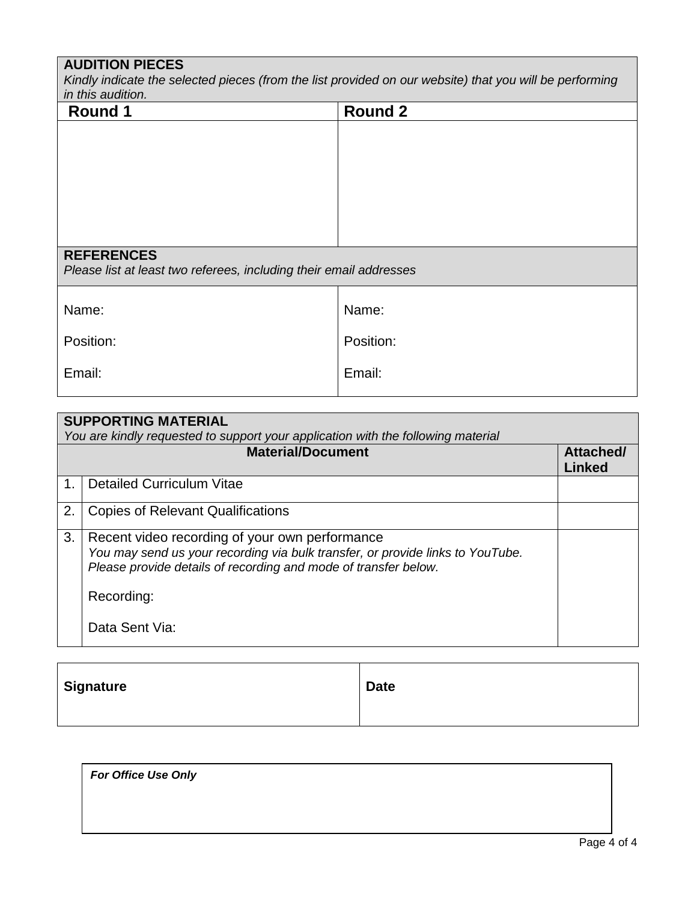| AUDITION PIECES<br>*Kindly indicate the selected pieces (from the list provided on our website) that you will be performing in this audition.* | |
|---|---|
| **Round 1** | **Round 2** |
| | |

| REFERENCES<br>*Please list at least two referees, including their email addresses* | |
|---|---|
| Name:<br><br>Position:<br><br>Email: | Name:<br><br>Position:<br><br>Email: |

**SUPPORTING MATERIAL**

*You are kindly requested to support your application with the following material*

| | Material/Document | Attached/ Linked |
|---|---|---|
| 1. | Detailed Curriculum Vitae | |
| 2. | Copies of Relevant Qualifications | |
| 3. | Recent video recording of your own performance<br>*You may send us your recording via bulk transfer, or provide links to YouTube. Please provide details of recording and mode of transfer below.*<br><br>Recording:<br><br>Data Sent Via: | |

| **Signature** | **Date** |
|---|---|
| | |

***For Office Use Only***